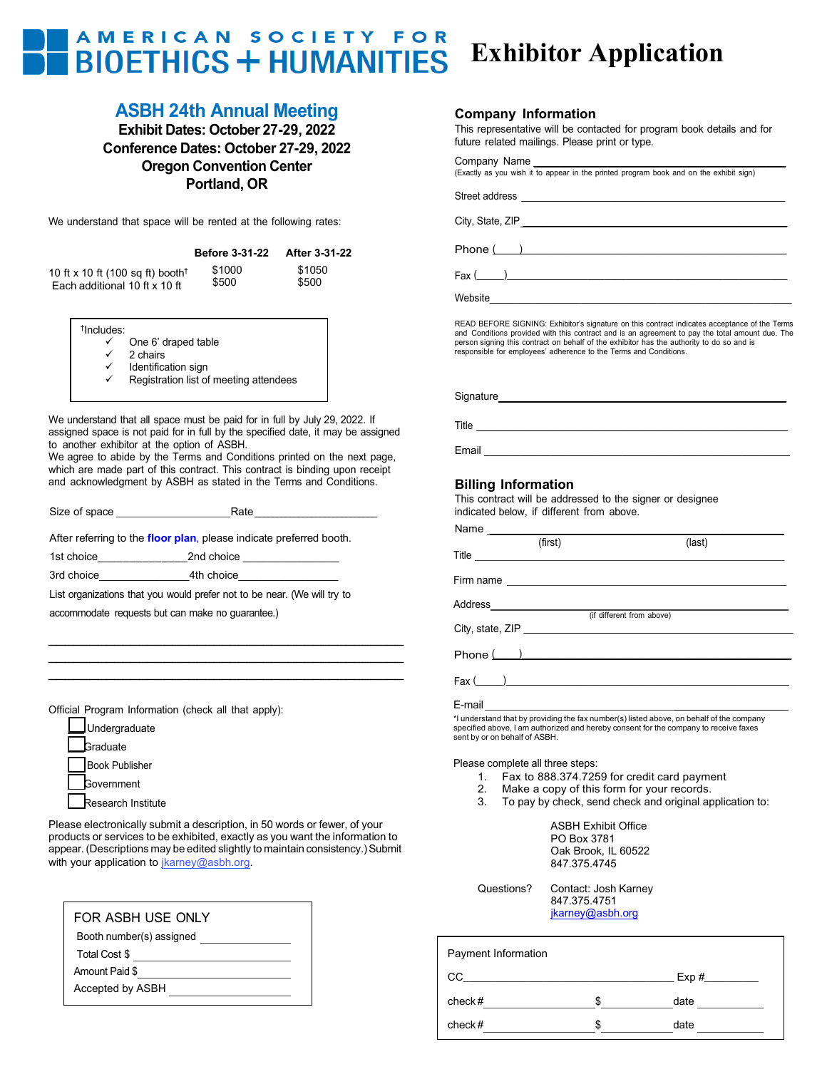# AMERICAN SOCIETY FOR BIOETHICS + HUMANITIES

# Exhibitor Application

## ASBH 24th Annual Meeting

**Exhibit Dates: October 27-29, 2022**
**Conference Dates: October 27-29, 2022**
**Oregon Convention Center**
**Portland, OR**

We understand that space will be rented at the following rates:

| | **Before 3-31-22** | **After 3-31-22** |
|---|---|---|
| 10 ft x 10 ft (100 sq ft) booth† | $1000 | $1050 |
| Each additional 10 ft x 10 ft | $500 | $500 |

†Includes:
- ✓ One 6' draped table
- ✓ 2 chairs
- ✓ Identification sign
- ✓ Registration list of meeting attendees

We understand that all space must be paid for in full by July 29, 2022. If assigned space is not paid for in full by the specified date, it may be assigned to another exhibitor at the option of ASBH.
We agree to abide by the Terms and Conditions printed on the next page, which are made part of this contract. This contract is binding upon receipt and acknowledgment by ASBH as stated in the Terms and Conditions.

Size of space ____________________ Rate ____________________

After referring to the **floor plan**, please indicate preferred booth.

1st choice_______________ 2nd choice ________________

3rd choice_______________ 4th choice________________

List organizations that you would prefer not to be near. (We will try to accommodate requests but can make no guarantee.)

______________________________________________________

______________________________________________________

______________________________________________________

Official Program Information (check all that apply):

- ☐ Undergraduate
- ☐ Graduate
- ☐ Book Publisher
- ☐ Government
- ☐ Research Institute

Please electronically submit a description, in 50 words or fewer, of your products or services to be exhibited, exactly as you want the information to appear. (Descriptions may be edited slightly to maintain consistency.) Submit with your application to jkarney@asbh.org.

### FOR ASBH USE ONLY

Booth number(s) assigned ________________

Total Cost $ ________________

Amount Paid $ ________________

Accepted by ASBH ________________

## Company Information

This representative will be contacted for program book details and for future related mailings. Please print or type.

Company Name ________________________________
(Exactly as you wish it to appear in the printed program book and on the exhibit sign)

Street address ________________________________

City, State, ZIP ________________________________

Phone (____) ________________________________

Fax (_____) ________________________________

Website ________________________________

READ BEFORE SIGNING: Exhibitor's signature on this contract indicates acceptance of the Terms and Conditions provided with this contract and is an agreement to pay the total amount due. The person signing this contract on behalf of the exhibitor has the authority to do so and is responsible for employees' adherence to the Terms and Conditions.

Signature ________________________________

Title ________________________________

Email ________________________________

## Billing Information

This contract will be addressed to the signer or designee indicated below, if different from above.

Name ________________________________
(first) (last)

Title ________________________________

Firm name ________________________________

Address ________________________________
(if different from above)

City, state, ZIP ________________________________

Phone (____) ________________________________

Fax (_____) ________________________________

E-mail ________________________________

*I understand that by providing the fax number(s) listed above, on behalf of the company specified above, I am authorized and hereby consent for the company to receive faxes sent by or on behalf of ASBH.

Please complete all three steps:

1. Fax to 888.374.7259 for credit card payment
2. Make a copy of this form for your records.
3. To pay by check, send check and original application to:

ASBH Exhibit Office
PO Box 3781
Oak Brook, IL 60522
847.375.4745

Questions? Contact: Josh Karney
847.375.4751
jkarney@asbh.org

### Payment Information

CC ________________________________ Exp # __________

check # ____________________ $ ____________ date ____________

check # ____________________ $ ____________ date ____________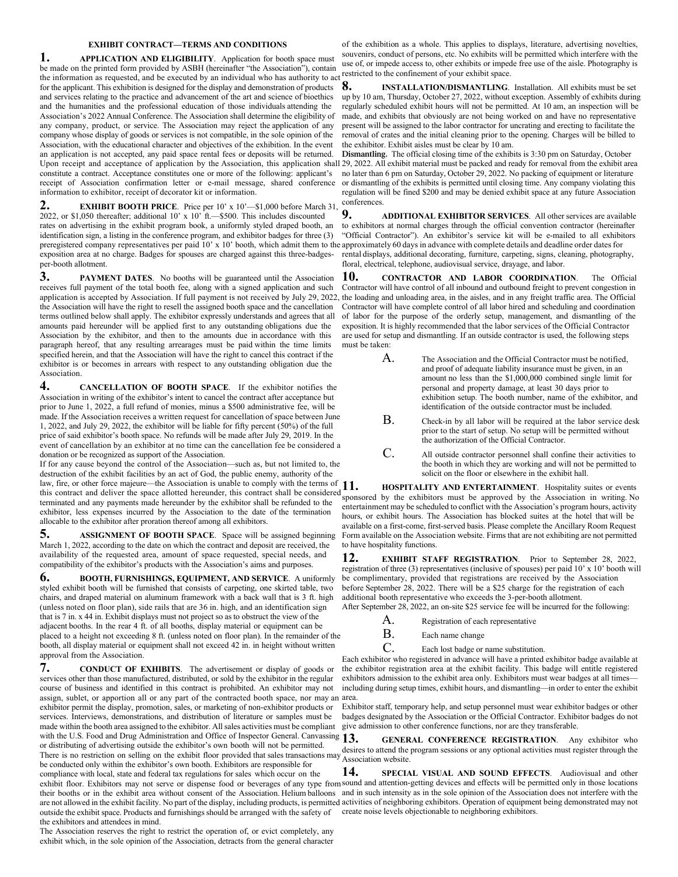### EXHIBIT CONTRACT—TERMS AND CONDITIONS

**1. APPLICATION AND ELIGIBILITY**. Application for booth space must be made on the printed form provided by ASBH (hereinafter "the Association"), contain the information as requested, and be executed by an individual who has authority to act for the applicant. This exhibition is designed for the display and demonstration of products and services relating to the practice and advancement of the art and science of bioethics and the humanities and the professional education of those individuals attending the Association's 2022 Annual Conference. The Association shall determine the eligibility of any company, product, or service. The Association may reject the application of any company whose display of goods or services is not compatible, in the sole opinion of the Association, with the educational character and objectives of the exhibition. In the event an application is not accepted, any paid space rental fees or deposits will be returned. Upon receipt and acceptance of application by the Association, this application shall constitute a contract. Acceptance constitutes one or more of the following: applicant's receipt of Association confirmation letter or e-mail message, shared conference information to exhibitor, receipt of decorator kit or information.

**2. EXHIBIT BOOTH PRICE**. Price per 10' x 10'—$1,000 before March 31, 2022, or $1,050 thereafter; additional 10' x 10' ft.—$500. This includes discounted rates on advertising in the exhibit program book, a uniformly styled draped booth, an identification sign, a listing in the conference program, and exhibitor badges for three (3) preregistered company representatives per paid 10' x 10' booth, which admit them to the exposition area at no charge. Badges for spouses are charged against this three-badges-per-booth allotment.

**3. PAYMENT DATES**. No booths will be guaranteed until the Association receives full payment of the total booth fee, along with a signed application and such application is accepted by Association. If full payment is not received by July 29, 2022, the Association will have the right to resell the assigned booth space and the cancellation terms outlined below shall apply. The exhibitor expressly understands and agrees that all amounts paid hereunder will be applied first to any outstanding obligations due the Association by the exhibitor, and then to the amounts due in accordance with this paragraph hereof, that any resulting arrearages must be paid within the time limits specified herein, and that the Association will have the right to cancel this contract if the exhibitor is or becomes in arrears with respect to any outstanding obligation due the Association.

**4. CANCELLATION OF BOOTH SPACE**. If the exhibitor notifies the Association in writing of the exhibitor's intent to cancel the contract after acceptance but prior to June 1, 2022, a full refund of monies, minus a $500 administrative fee, will be made. If the Association receives a written request for cancellation of space between June 1, 2022, and July 29, 2022, the exhibitor will be liable for fifty percent (50%) of the full price of said exhibitor's booth space. No refunds will be made after July 29, 2019. In the event of cancellation by an exhibitor at no time can the cancellation fee be considered a donation or be recognized as support of the Association.

If for any cause beyond the control of the Association—such as, but not limited to, the destruction of the exhibit facilities by an act of God, the public enemy, authority of the law, fire, or other force majeure—the Association is unable to comply with the terms of this contract and deliver the space allotted hereunder, this contract shall be considered terminated and any payments made hereunder by the exhibitor shall be refunded to the exhibitor, less expenses incurred by the Association to the date of the termination allocable to the exhibitor after proration thereof among all exhibitors.

**5. ASSIGNMENT OF BOOTH SPACE**. Space will be assigned beginning March 1, 2022, according to the date on which the contract and deposit are received, the availability of the requested area, amount of space requested, special needs, and compatibility of the exhibitor's products with the Association's aims and purposes.

**6. BOOTH, FURNISHINGS, EQUIPMENT, AND SERVICE**. A uniformly styled exhibit booth will be furnished that consists of carpeting, one skirted table, two chairs, and draped material on aluminum framework with a back wall that is 3 ft. high (unless noted on floor plan), side rails that are 36 in. high, and an identification sign that is 7 in. x 44 in. Exhibit displays must not project so as to obstruct the view of the adjacent booths. In the rear 4 ft. of all booths, display material or equipment can be placed to a height not exceeding 8 ft. (unless noted on floor plan). In the remainder of the booth, all display material or equipment shall not exceed 42 in. in height without written approval from the Association.

**7. CONDUCT OF EXHIBITS**. The advertisement or display of goods or services other than those manufactured, distributed, or sold by the exhibitor in the regular course of business and identified in this contract is prohibited. An exhibitor may not assign, sublet, or apportion all or any part of the contracted booth space, nor may an exhibitor permit the display, promotion, sales, or marketing of non-exhibitor products or services. Interviews, demonstrations, and distribution of literature or samples must be made within the booth area assigned to the exhibitor. All sales activities must be compliant with the U.S. Food and Drug Administration and Office of Inspector General. Canvassing or distributing of advertising outside the exhibitor's own booth will not be permitted. There is no restriction on selling on the exhibit floor provided that sales transactions may be conducted only within the exhibitor's own booth. Exhibitors are responsible for compliance with local, state and federal tax regulations for sales which occur on the exhibit floor. Exhibitors may not serve or dispense food or beverages of any type from their booths or in the exhibit area without consent of the Association. Helium balloons are not allowed in the exhibit facility. No part of the display, including products, is permitted outside the exhibit space. Products and furnishings should be arranged with the safety of the exhibitors and attendees in mind.

The Association reserves the right to restrict the operation of, or evict completely, any exhibit which, in the sole opinion of the Association, detracts from the general character of the exhibition as a whole. This applies to displays, literature, advertising novelties, souvenirs, conduct of persons, etc. No exhibits will be permitted which interfere with the use of, or impede access to, other exhibits or impede free use of the aisle. Photography is restricted to the confinement of your exhibit space.

**8. INSTALLATION/DISMANTLING**. Installation. All exhibits must be set up by 10 am, Thursday, October 27, 2022, without exception. Assembly of exhibits during regularly scheduled exhibit hours will not be permitted. At 10 am, an inspection will be made, and exhibits that obviously are not being worked on and have no representative present will be assigned to the labor contractor for uncrating and erecting to facilitate the removal of crates and the initial cleaning prior to the opening. Charges will be billed to the exhibitor. Exhibit aisles must be clear by 10 am.

**Dismantling.** The official closing time of the exhibits is 3:30 pm on Saturday, October 29, 2022. All exhibit material must be packed and ready for removal from the exhibit area no later than 6 pm on Saturday, October 29, 2022. No packing of equipment or literature or dismantling of the exhibits is permitted until closing time. Any company violating this regulation will be fined $200 and may be denied exhibit space at any future Association conferences.

**9. ADDITIONAL EXHIBITOR SERVICES**. All other services are available to exhibitors at normal charges through the official convention contractor (hereinafter "Official Contractor"). An exhibitor's service kit will be e-mailed to all exhibitors approximately 60 days in advance with complete details and deadline order dates for rental displays, additional decorating, furniture, carpeting, signs, cleaning, photography, floral, electrical, telephone, audiovisual service, drayage, and labor.

**10. CONTRACTOR AND LABOR COORDINATION**. The Official Contractor will have control of all inbound and outbound freight to prevent congestion in the loading and unloading area, in the aisles, and in any freight traffic area. The Official Contractor will have complete control of all labor hired and scheduling and coordination of labor for the purpose of the orderly setup, management, and dismantling of the exposition. It is highly recommended that the labor services of the Official Contractor are used for setup and dismantling. If an outside contractor is used, the following steps must be taken:

A. The Association and the Official Contractor must be notified, and proof of adequate liability insurance must be given, in an amount no less than the $1,000,000 combined single limit for personal and property damage, at least 30 days prior to exhibition setup. The booth number, name of the exhibitor, and identification of the outside contractor must be included.

B. Check-in by all labor will be required at the labor service desk prior to the start of setup. No setup will be permitted without the authorization of the Official Contractor.

C. All outside contractor personnel shall confine their activities to the booth in which they are working and will not be permitted to solicit on the floor or elsewhere in the exhibit hall.

**11. HOSPITALITY AND ENTERTAINMENT**. Hospitality suites or events sponsored by the exhibitors must be approved by the Association in writing. No entertainment may be scheduled to conflict with the Association's program hours, activity hours, or exhibit hours. The Association has blocked suites at the hotel that will be available on a first-come, first-served basis. Please complete the Ancillary Room Request Form available on the Association website. Firms that are not exhibiting are not permitted to have hospitality functions.

**12. EXHIBIT STAFF REGISTRATION**. Prior to September 28, 2022, registration of three (3) representatives (inclusive of spouses) per paid 10' x 10' booth will be complimentary, provided that registrations are received by the Association before September 28, 2022. There will be a $25 charge for the registration of each additional booth representative who exceeds the 3-per-booth allotment.

After September 28, 2022, an on-site $25 service fee will be incurred for the following:

A. Registration of each representative

B. Each name change

C. Each lost badge or name substitution.

Each exhibitor who registered in advance will have a printed exhibitor badge available at the exhibitor registration area at the exhibit facility. This badge will entitle registered exhibitors admission to the exhibit area only. Exhibitors must wear badges at all times—including during setup times, exhibit hours, and dismantling—in order to enter the exhibit area.

Exhibitor staff, temporary help, and setup personnel must wear exhibitor badges or other badges designated by the Association or the Official Contractor. Exhibitor badges do not give admission to other conference functions, nor are they transferable.

**13. GENERAL CONFERENCE REGISTRATION**. Any exhibitor who desires to attend the program sessions or any optional activities must register through the Association website.

**14. SPECIAL VISUAL AND SOUND EFFECTS**. Audiovisual and other sound and attention-getting devices and effects will be permitted only in those locations and in such intensity as in the sole opinion of the Association does not interfere with the activities of neighboring exhibitors. Operation of equipment being demonstrated may not create noise levels objectionable to neighboring exhibitors.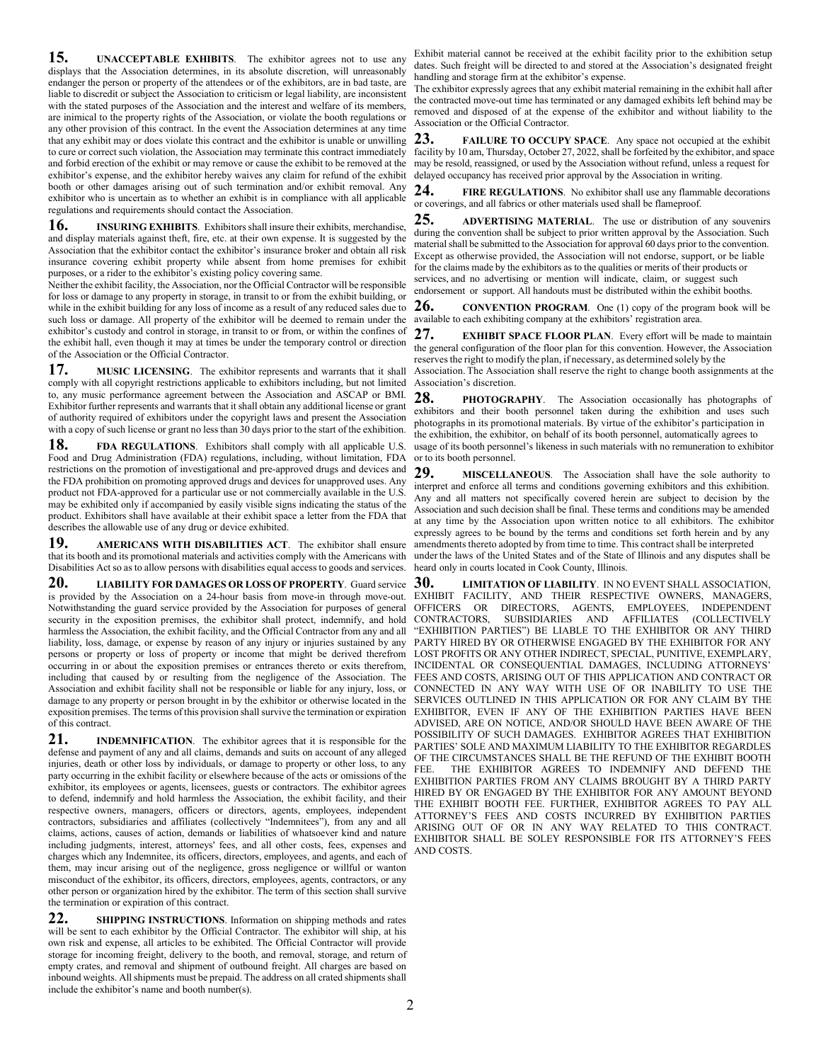**15. UNACCEPTABLE EXHIBITS**. The exhibitor agrees not to use any displays that the Association determines, in its absolute discretion, will unreasonably endanger the person or property of the attendees or of the exhibitors, are in bad taste, are liable to discredit or subject the Association to criticism or legal liability, are inconsistent with the stated purposes of the Association and the interest and welfare of its members, are inimical to the property rights of the Association, or violate the booth regulations or any other provision of this contract. In the event the Association determines at any time that any exhibit may or does violate this contract and the exhibitor is unable or unwilling to cure or correct such violation, the Association may terminate this contract immediately and forbid erection of the exhibit or may remove or cause the exhibit to be removed at the exhibitor's expense, and the exhibitor hereby waives any claim for refund of the exhibit booth or other damages arising out of such termination and/or exhibit removal. Any exhibitor who is uncertain as to whether an exhibit is in compliance with all applicable regulations and requirements should contact the Association.

**16. INSURING EXHIBITS**. Exhibitors shall insure their exhibits, merchandise, and display materials against theft, fire, etc. at their own expense. It is suggested by the Association that the exhibitor contact the exhibitor's insurance broker and obtain all risk insurance covering exhibit property while absent from home premises for exhibit purposes, or a rider to the exhibitor's existing policy covering same.

Neither the exhibit facility, the Association, nor the Official Contractor will be responsible for loss or damage to any property in storage, in transit to or from the exhibit building, or while in the exhibit building for any loss of income as a result of any reduced sales due to such loss or damage. All property of the exhibitor will be deemed to remain under the exhibitor's custody and control in storage, in transit to or from, or within the confines of the exhibit hall, even though it may at times be under the temporary control or direction of the Association or the Official Contractor.

**17. MUSIC LICENSING**. The exhibitor represents and warrants that it shall comply with all copyright restrictions applicable to exhibitors including, but not limited to, any music performance agreement between the Association and ASCAP or BMI. Exhibitor further represents and warrants that it shall obtain any additional license or grant of authority required of exhibitors under the copyright laws and present the Association with a copy of such license or grant no less than 30 days prior to the start of the exhibition.

**18. FDA REGULATIONS**. Exhibitors shall comply with all applicable U.S. Food and Drug Administration (FDA) regulations, including, without limitation, FDA restrictions on the promotion of investigational and pre-approved drugs and devices and the FDA prohibition on promoting approved drugs and devices for unapproved uses. Any product not FDA-approved for a particular use or not commercially available in the U.S. may be exhibited only if accompanied by easily visible signs indicating the status of the product. Exhibitors shall have available at their exhibit space a letter from the FDA that describes the allowable use of any drug or device exhibited.

**19. AMERICANS WITH DISABILITIES ACT**. The exhibitor shall ensure that its booth and its promotional materials and activities comply with the Americans with Disabilities Act so as to allow persons with disabilities equal access to goods and services.

**20. LIABILITY FOR DAMAGES OR LOSS OF PROPERTY**. Guard service is provided by the Association on a 24-hour basis from move-in through move-out. Notwithstanding the guard service provided by the Association for purposes of general security in the exposition premises, the exhibitor shall protect, indemnify, and hold harmless the Association, the exhibit facility, and the Official Contractor from any and all liability, loss, damage, or expense by reason of any injury or injuries sustained by any persons or property or loss of property or income that might be derived therefrom occurring in or about the exposition premises or entrances thereto or exits therefrom, including that caused by or resulting from the negligence of the Association. The Association and exhibit facility shall not be responsible or liable for any injury, loss, or damage to any property or person brought in by the exhibitor or otherwise located in the exposition premises. The terms of this provision shall survive the termination or expiration of this contract.

**21. INDEMNIFICATION**. The exhibitor agrees that it is responsible for the defense and payment of any and all claims, demands and suits on account of any alleged injuries, death or other loss by individuals, or damage to property or other loss, to any party occurring in the exhibit facility or elsewhere because of the acts or omissions of the exhibitor, its employees or agents, licensees, guests or contractors. The exhibitor agrees to defend, indemnify and hold harmless the Association, the exhibit facility, and their respective owners, managers, officers or directors, agents, employees, independent contractors, subsidiaries and affiliates (collectively "Indemnitees"), from any and all claims, actions, causes of action, demands or liabilities of whatsoever kind and nature including judgments, interest, attorneys' fees, and all other costs, fees, expenses and charges which any Indemnitee, its officers, directors, employees, and agents, and each of them, may incur arising out of the negligence, gross negligence or willful or wanton misconduct of the exhibitor, its officers, directors, employees, agents, contractors, or any other person or organization hired by the exhibitor. The term of this section shall survive the termination or expiration of this contract.

**22. SHIPPING INSTRUCTIONS**. Information on shipping methods and rates will be sent to each exhibitor by the Official Contractor. The exhibitor will ship, at his own risk and expense, all articles to be exhibited. The Official Contractor will provide storage for incoming freight, delivery to the booth, and removal, storage, and return of empty crates, and removal and shipment of outbound freight. All charges are based on inbound weights. All shipments must be prepaid. The address on all crated shipments shall include the exhibitor's name and booth number(s).

Exhibit material cannot be received at the exhibit facility prior to the exhibition setup dates. Such freight will be directed to and stored at the Association's designated freight handling and storage firm at the exhibitor's expense.

The exhibitor expressly agrees that any exhibit material remaining in the exhibit hall after the contracted move-out time has terminated or any damaged exhibits left behind may be removed and disposed of at the expense of the exhibitor and without liability to the Association or the Official Contractor.

**23. FAILURE TO OCCUPY SPACE**. Any space not occupied at the exhibit facility by 10 am, Thursday, October 27, 2022, shall be forfeited by the exhibitor, and space may be resold, reassigned, or used by the Association without refund, unless a request for delayed occupancy has received prior approval by the Association in writing.

**24. FIRE REGULATIONS**. No exhibitor shall use any flammable decorations or coverings, and all fabrics or other materials used shall be flameproof.

**25. ADVERTISING MATERIAL**. The use or distribution of any souvenirs during the convention shall be subject to prior written approval by the Association. Such material shall be submitted to the Association for approval 60 days prior to the convention. Except as otherwise provided, the Association will not endorse, support, or be liable for the claims made by the exhibitors as to the qualities or merits of their products or services, and no advertising or mention will indicate, claim, or suggest such endorsement or support. All handouts must be distributed within the exhibit booths.

**26. CONVENTION PROGRAM**. One (1) copy of the program book will be available to each exhibiting company at the exhibitors' registration area.

**27. EXHIBIT SPACE FLOOR PLAN**. Every effort will be made to maintain the general configuration of the floor plan for this convention. However, the Association reserves the right to modify the plan, if necessary, as determined solely by the Association. The Association shall reserve the right to change booth assignments at the Association's discretion.

**28. PHOTOGRAPHY**. The Association occasionally has photographs of exhibitors and their booth personnel taken during the exhibition and uses such photographs in its promotional materials. By virtue of the exhibitor's participation in the exhibition, the exhibitor, on behalf of its booth personnel, automatically agrees to usage of its booth personnel's likeness in such materials with no remuneration to exhibitor or to its booth personnel.

**29. MISCELLANEOUS**. The Association shall have the sole authority to interpret and enforce all terms and conditions governing exhibitors and this exhibition. Any and all matters not specifically covered herein are subject to decision by the Association and such decision shall be final. These terms and conditions may be amended at any time by the Association upon written notice to all exhibitors. The exhibitor expressly agrees to be bound by the terms and conditions set forth herein and by any amendments thereto adopted by from time to time. This contract shall be interpreted under the laws of the United States and of the State of Illinois and any disputes shall be heard only in courts located in Cook County, Illinois.

**30. LIMITATION OF LIABILITY**. IN NO EVENT SHALL ASSOCIATION, EXHIBIT FACILITY, AND THEIR RESPECTIVE OWNERS, MANAGERS, OFFICERS OR DIRECTORS, AGENTS, EMPLOYEES, INDEPENDENT CONTRACTORS, SUBSIDIARIES AND AFFILIATES (COLLECTIVELY "EXHIBITION PARTIES") BE LIABLE TO THE EXHIBITOR OR ANY THIRD PARTY HIRED BY OR OTHERWISE ENGAGED BY THE EXHIBITOR FOR ANY LOST PROFITS OR ANY OTHER INDIRECT, SPECIAL, PUNITIVE, EXEMPLARY, INCIDENTAL OR CONSEQUENTIAL DAMAGES, INCLUDING ATTORNEYS' FEES AND COSTS, ARISING OUT OF THIS APPLICATION AND CONTRACT OR CONNECTED IN ANY WAY WITH USE OF OR INABILITY TO USE THE SERVICES OUTLINED IN THIS APPLICATION OR FOR ANY CLAIM BY THE EXHIBITOR, EVEN IF ANY OF THE EXHIBITION PARTIES HAVE BEEN ADVISED, ARE ON NOTICE, AND/OR SHOULD HAVE BEEN AWARE OF THE POSSIBILITY OF SUCH DAMAGES. EXHIBITOR AGREES THAT EXHIBITION PARTIES' SOLE AND MAXIMUM LIABILITY TO THE EXHIBITOR REGARDLES OF THE CIRCUMSTANCES SHALL BE THE REFUND OF THE EXHIBIT BOOTH FEE. THE EXHIBITOR AGREES TO INDEMNIFY AND DEFEND THE EXHIBITION PARTIES FROM ANY CLAIMS BROUGHT BY A THIRD PARTY HIRED BY OR ENGAGED BY THE EXHIBITOR FOR ANY AMOUNT BEYOND THE EXHIBIT BOOTH FEE. FURTHER, EXHIBITOR AGREES TO PAY ALL ATTORNEY'S FEES AND COSTS INCURRED BY EXHIBITION PARTIES ARISING OUT OF OR IN ANY WAY RELATED TO THIS CONTRACT. EXHIBITOR SHALL BE SOLEY RESPONSIBLE FOR ITS ATTORNEY'S FEES AND COSTS.